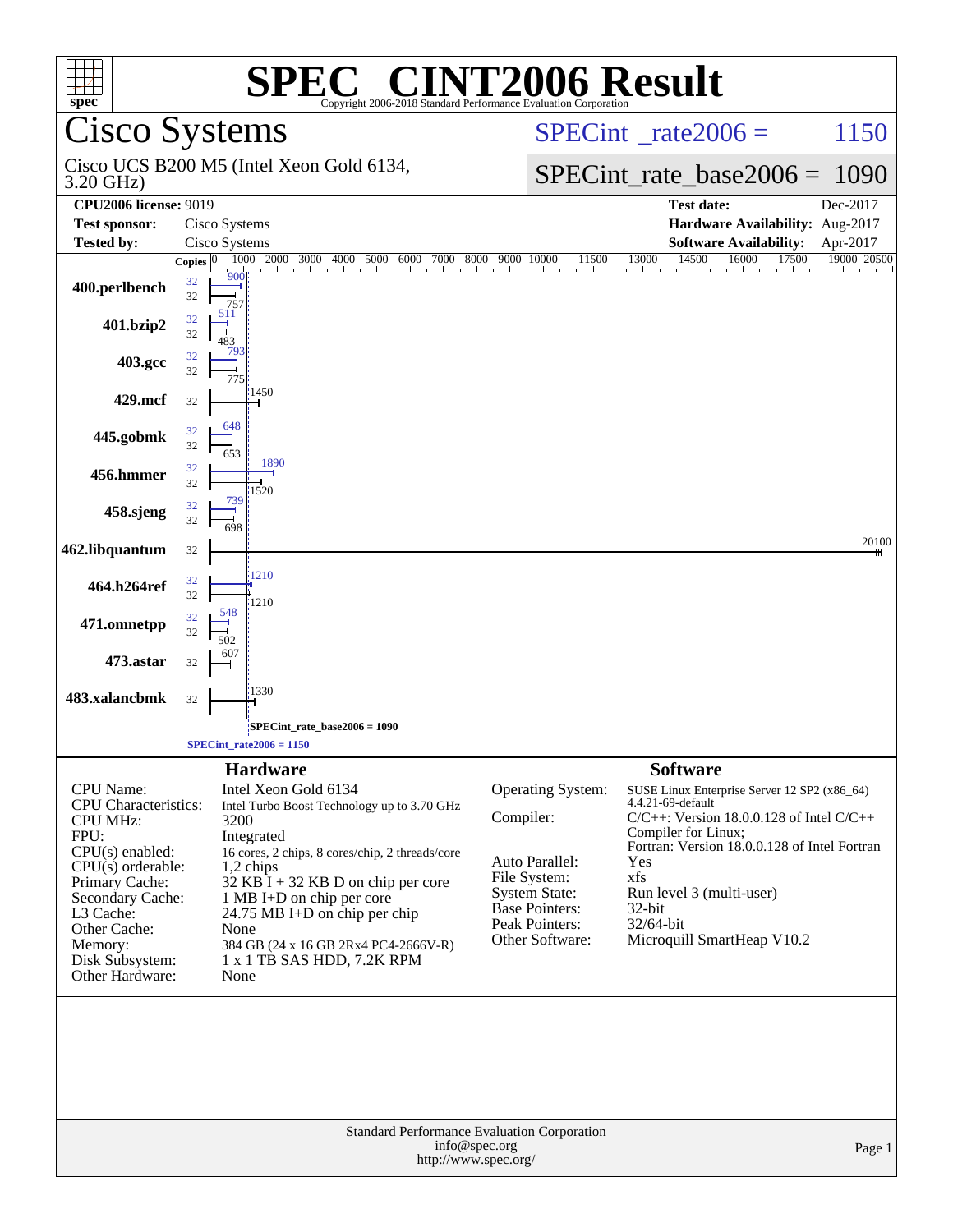# SPEC CINT2006 Result

Copyright 2006-2018 Standard Performance Evaluation Corporation

## Cisco Systems

Cisco UCS B200 M5 (Intel Xeon Gold 6134, 3.20 GHz)

SPECint_rate2006 = 1150

SPECint_rate_base2006 = 1090

| | | | |
|---|---|---|---|
| **CPU2006 license:** 9019 | | **Test date:** | Dec-2017 |
| **Test sponsor:** | Cisco Systems | **Hardware Availability:** | Aug-2017 |
| **Tested by:** | Cisco Systems | **Software Availability:** | Apr-2017 |

| Benchmark | Copies (peak) | Copies (base) | Peak | Base |
|---|---|---|---|---|
| 400.perlbench | 32 | 32 | 900 | 757 |
| 401.bzip2 | 32 | 32 | 511 | 483 |
| 403.gcc | 32 | 32 | 793 | 775 |
| 429.mcf | | 32 | | 1450 |
| 445.gobmk | 32 | 32 | 648 | 653 |
| 456.hmmer | 32 | 32 | 1890 | 1520 |
| 458.sjeng | 32 | 32 | 739 | 698 |
| 462.libquantum | | 32 | | 20100 |
| 464.h264ref | 32 | 32 | 1210 | 1210 |
| 471.omnetpp | 32 | 32 | 548 | 502 |
| 473.astar | | 32 | | 607 |
| 483.xalancbmk | | 32 | | 1330 |

SPECint_rate_base2006 = 1090

SPECint_rate2006 = 1150

### Hardware

| | |
|---|---|
| CPU Name: | Intel Xeon Gold 6134 |
| CPU Characteristics: | Intel Turbo Boost Technology up to 3.70 GHz |
| CPU MHz: | 3200 |
| FPU: | Integrated |
| CPU(s) enabled: | 16 cores, 2 chips, 8 cores/chip, 2 threads/core |
| CPU(s) orderable: | 1,2 chips |
| Primary Cache: | 32 KB I + 32 KB D on chip per core |
| Secondary Cache: | 1 MB I+D on chip per core |
| L3 Cache: | 24.75 MB I+D on chip per chip |
| Other Cache: | None |
| Memory: | 384 GB (24 x 16 GB 2Rx4 PC4-2666V-R) |
| Disk Subsystem: | 1 x 1 TB SAS HDD, 7.2K RPM |
| Other Hardware: | None |

### Software

| | |
|---|---|
| Operating System: | SUSE Linux Enterprise Server 12 SP2 (x86_64) 4.4.21-69-default |
| Compiler: | C/C++: Version 18.0.0.128 of Intel C/C++ Compiler for Linux; Fortran: Version 18.0.0.128 of Intel Fortran |
| Auto Parallel: | Yes |
| File System: | xfs |
| System State: | Run level 3 (multi-user) |
| Base Pointers: | 32-bit |
| Peak Pointers: | 32/64-bit |
| Other Software: | Microquill SmartHeap V10.2 |

Standard Performance Evaluation Corporation
info@spec.org
http://www.spec.org/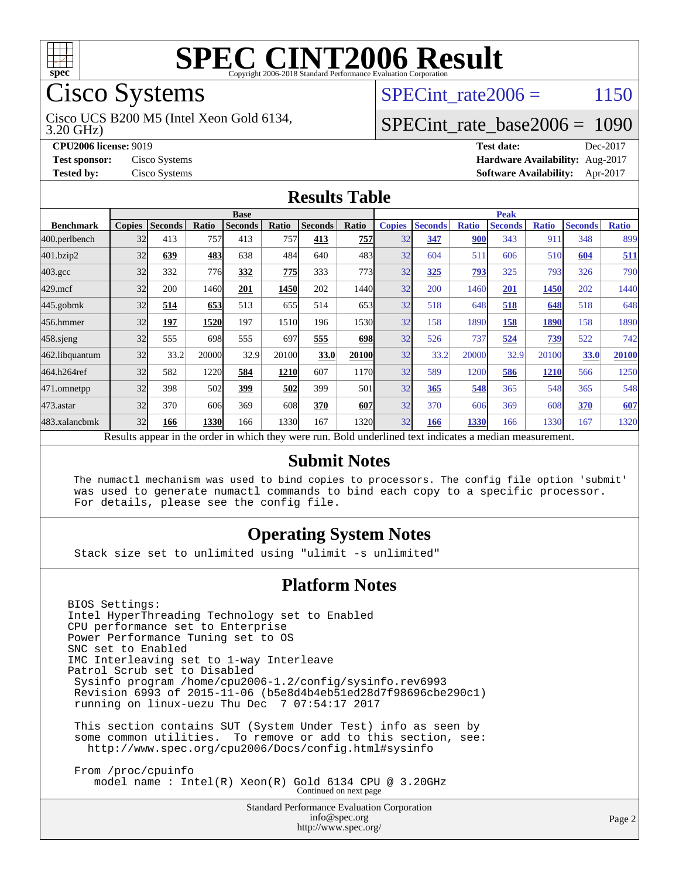# SPEC CINT2006 Result

Copyright 2006-2018 Standard Performance Evaluation Corporation

## Cisco Systems

Cisco UCS B200 M5 (Intel Xeon Gold 6134, 3.20 GHz)

SPECint_rate2006 = 1150

SPECint_rate_base2006 = 1090

**CPU2006 license:** 9019
**Test sponsor:** Cisco Systems
**Tested by:** Cisco Systems

**Test date:** Dec-2017
**Hardware Availability:** Aug-2017
**Software Availability:** Apr-2017

## Results Table

| Benchmark | Base | | | | | | | Peak | | | | | | |
|---|---|---|---|---|---|---|---|---|---|---|---|---|---|---|
| | Copies | Seconds | Ratio | Seconds | Ratio | Seconds | Ratio | Copies | Seconds | Ratio | Seconds | Ratio | Seconds | Ratio |
| 400.perlbench | 32 | 413 | 757 | 413 | 757 | **413** | **757** | 32 | **347** | **900** | 343 | 911 | 348 | 899 |
| 401.bzip2 | 32 | **639** | **483** | 638 | 484 | 640 | 483 | 32 | 604 | 511 | 606 | 510 | **604** | **511** |
| 403.gcc | 32 | 332 | 776 | **332** | **775** | 333 | 773 | 32 | **325** | **793** | 325 | 793 | 326 | 790 |
| 429.mcf | 32 | 200 | 1460 | **201** | **1450** | 202 | 1440 | 32 | 200 | 1460 | **201** | **1450** | 202 | 1440 |
| 445.gobmk | 32 | **514** | **653** | 513 | 655 | 514 | 653 | 32 | 518 | 648 | **518** | **648** | 518 | 648 |
| 456.hmmer | 32 | **197** | **1520** | 197 | 1510 | 196 | 1530 | 32 | 158 | 1890 | **158** | **1890** | 158 | 1890 |
| 458.sjeng | 32 | 555 | 698 | 555 | 697 | **555** | **698** | 32 | 526 | 737 | **524** | **739** | 522 | 742 |
| 462.libquantum | 32 | 33.2 | 20000 | 32.9 | 20100 | **33.0** | **20100** | 32 | 33.2 | 20000 | 32.9 | 20100 | **33.0** | **20100** |
| 464.h264ref | 32 | 582 | 1220 | **584** | **1210** | 607 | 1170 | 32 | 589 | 1200 | **586** | **1210** | 566 | 1250 |
| 471.omnetpp | 32 | 398 | 502 | **399** | **502** | 399 | 501 | 32 | **365** | **548** | 365 | 548 | 365 | 548 |
| 473.astar | 32 | 370 | 606 | 369 | 608 | **370** | **607** | 32 | 370 | 606 | 369 | 608 | **370** | **607** |
| 483.xalancbmk | 32 | **166** | **1330** | 166 | 1330 | 167 | 1320 | 32 | **166** | **1330** | 166 | 1330 | 167 | 1320 |

Results appear in the order in which they were run. Bold underlined text indicates a median measurement.

## Submit Notes

```
The numactl mechanism was used to bind copies to processors. The config file option 'submit'
was used to generate numactl commands to bind each copy to a specific processor.
For details, please see the config file.
```

## Operating System Notes

```
Stack size set to unlimited using "ulimit -s unlimited"
```

## Platform Notes

```
BIOS Settings:
Intel HyperThreading Technology set to Enabled
CPU performance set to Enterprise
Power Performance Tuning set to OS
SNC set to Enabled
IMC Interleaving set to 1-way Interleave
Patrol Scrub set to Disabled
 Sysinfo program /home/cpu2006-1.2/config/sysinfo.rev6993
 Revision 6993 of 2015-11-06 (b5e8d4b4eb51ed28d7f98696cbe290c1)
 running on linux-uezu Thu Dec  7 07:54:17 2017

 This section contains SUT (System Under Test) info as seen by
 some common utilities.  To remove or add to this section, see:
   http://www.spec.org/cpu2006/Docs/config.html#sysinfo

 From /proc/cpuinfo
    model name : Intel(R) Xeon(R) Gold 6134 CPU @ 3.20GHz
```

Continued on next page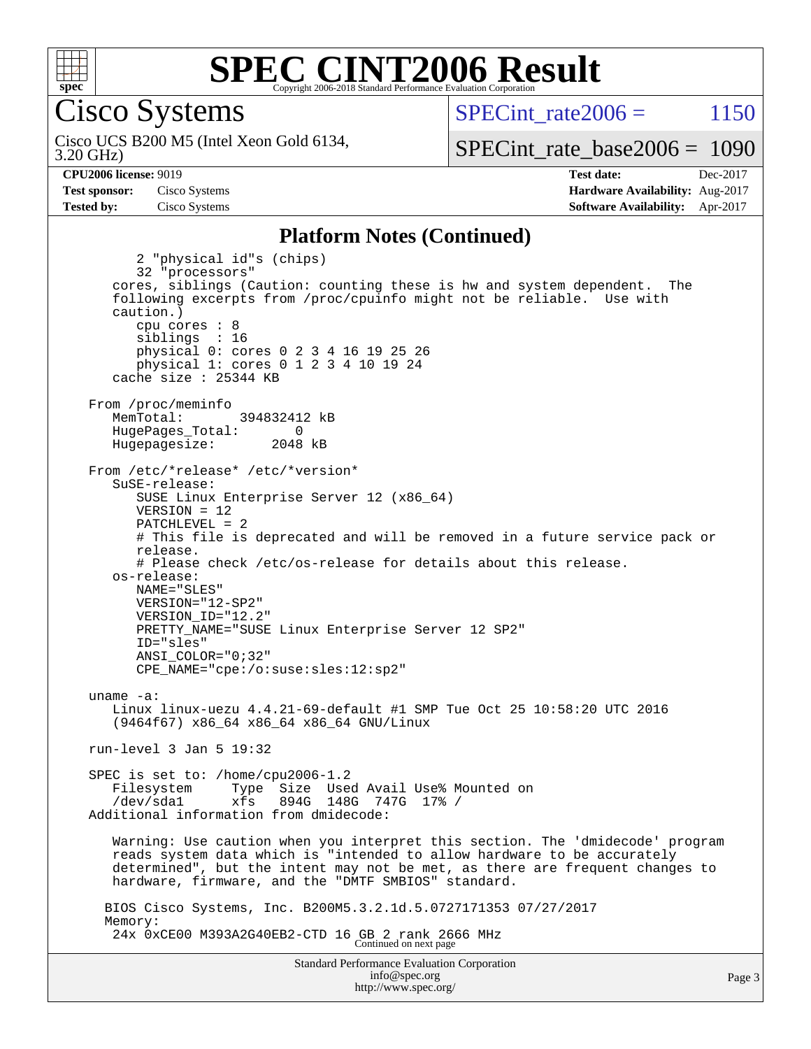# SPEC CINT2006 Result

Copyright 2006-2018 Standard Performance Evaluation Corporation

**Cisco Systems**

Cisco UCS B200 M5 (Intel Xeon Gold 6134, 3.20 GHz)

SPECint_rate2006 = 1150

SPECint_rate_base2006 = 1090

| | | | |
|---|---|---|---|
| **CPU2006 license:** 9019 | | **Test date:** | Dec-2017 |
| **Test sponsor:** | Cisco Systems | **Hardware Availability:** | Aug-2017 |
| **Tested by:** | Cisco Systems | **Software Availability:** | Apr-2017 |

## Platform Notes (Continued)

```
        2 "physical id"s (chips)
        32 "processors"
     cores, siblings (Caution: counting these is hw and system dependent.  The
     following excerpts from /proc/cpuinfo might not be reliable.  Use with
     caution.)
        cpu cores : 8
        siblings  : 16
        physical 0: cores 0 2 3 4 16 19 25 26
        physical 1: cores 0 1 2 3 4 10 19 24
     cache size : 25344 KB

  From /proc/meminfo
     MemTotal:       394832412 kB
     HugePages_Total:       0
     Hugepagesize:       2048 kB

  From /etc/*release* /etc/*version*
     SuSE-release:
        SUSE Linux Enterprise Server 12 (x86_64)
        VERSION = 12
        PATCHLEVEL = 2
        # This file is deprecated and will be removed in a future service pack or
        release.
        # Please check /etc/os-release for details about this release.
     os-release:
        NAME="SLES"
        VERSION="12-SP2"
        VERSION_ID="12.2"
        PRETTY_NAME="SUSE Linux Enterprise Server 12 SP2"
        ID="sles"
        ANSI_COLOR="0;32"
        CPE_NAME="cpe:/o:suse:sles:12:sp2"

  uname -a:
     Linux linux-uezu 4.4.21-69-default #1 SMP Tue Oct 25 10:58:20 UTC 2016
     (9464f67) x86_64 x86_64 x86_64 GNU/Linux

  run-level 3 Jan 5 19:32

  SPEC is set to: /home/cpu2006-1.2
     Filesystem     Type  Size  Used Avail Use% Mounted on
     /dev/sda1      xfs   894G  148G  747G  17% /
  Additional information from dmidecode:

     Warning: Use caution when you interpret this section. The 'dmidecode' program
     reads system data which is "intended to allow hardware to be accurately
     determined", but the intent may not be met, as there are frequent changes to
     hardware, firmware, and the "DMTF SMBIOS" standard.

    BIOS Cisco Systems, Inc. B200M5.3.2.1d.5.0727171353 07/27/2017
    Memory:
     24x 0xCE00 M393A2G40EB2-CTD 16 GB 2 rank 2666 MHz
```

Continued on next page

Standard Performance Evaluation Corporation
info@spec.org
http://www.spec.org/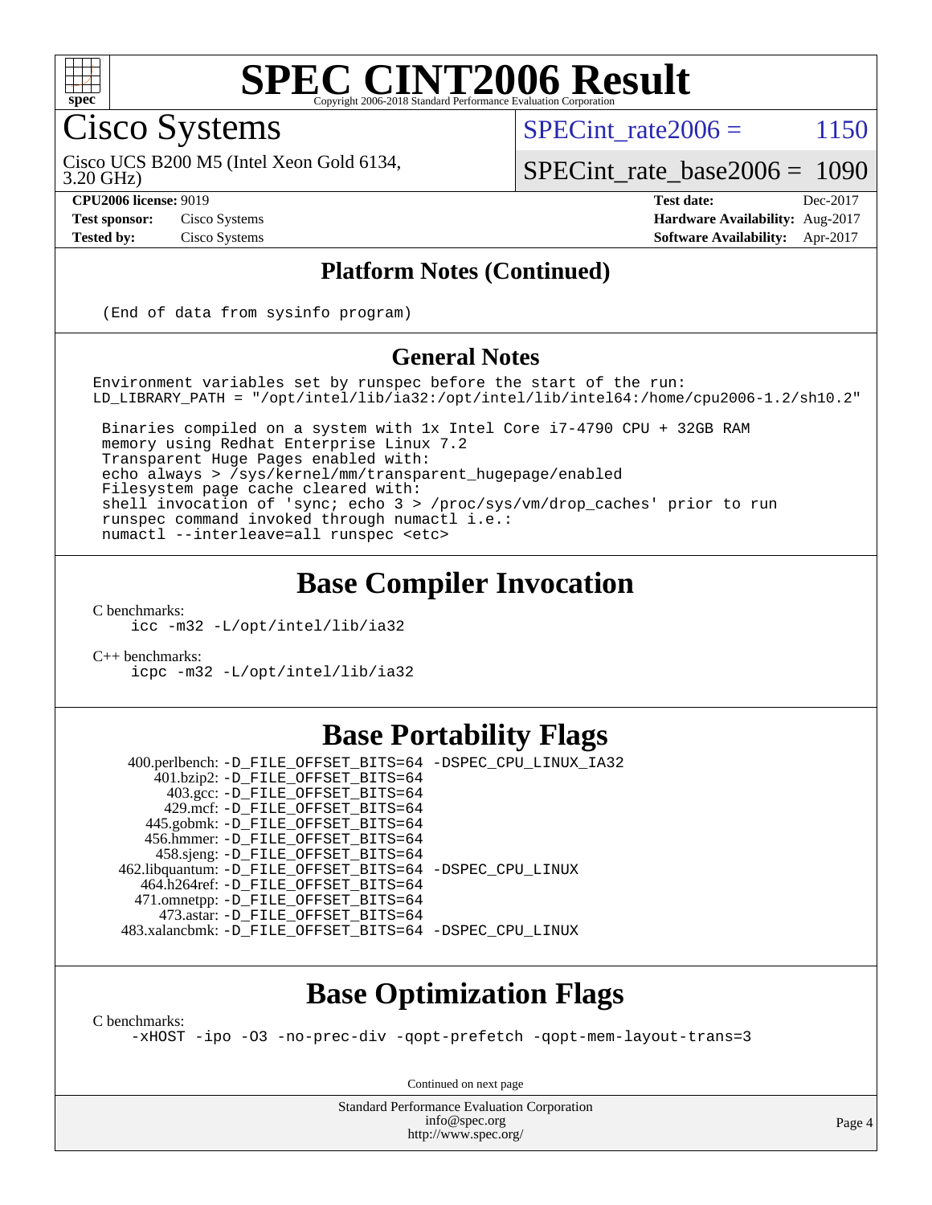# SPEC CINT2006 Result

Copyright 2006-2018 Standard Performance Evaluation Corporation

## Cisco Systems

Cisco UCS B200 M5 (Intel Xeon Gold 6134, 3.20 GHz)

SPECint_rate2006 = 1150

SPECint_rate_base2006 = 1090

**CPU2006 license:** 9019
**Test sponsor:** Cisco Systems
**Tested by:** Cisco Systems

**Test date:** Dec-2017
**Hardware Availability:** Aug-2017
**Software Availability:** Apr-2017

### Platform Notes (Continued)

```
(End of data from sysinfo program)
```

### General Notes

```
Environment variables set by runspec before the start of the run:
LD_LIBRARY_PATH = "/opt/intel/lib/ia32:/opt/intel/lib/intel64:/home/cpu2006-1.2/sh10.2"

 Binaries compiled on a system with 1x Intel Core i7-4790 CPU + 32GB RAM
 memory using Redhat Enterprise Linux 7.2
 Transparent Huge Pages enabled with:
 echo always > /sys/kernel/mm/transparent_hugepage/enabled
 Filesystem page cache cleared with:
 shell invocation of 'sync; echo 3 > /proc/sys/vm/drop_caches' prior to run
 runspec command invoked through numactl i.e.:
 numactl --interleave=all runspec <etc>
```

## Base Compiler Invocation

C benchmarks:
```
icc -m32 -L/opt/intel/lib/ia32
```

C++ benchmarks:
```
icpc -m32 -L/opt/intel/lib/ia32
```

## Base Portability Flags

| Benchmark | Flags |
|---|---|
| 400.perlbench: | -D_FILE_OFFSET_BITS=64 -DSPEC_CPU_LINUX_IA32 |
| 401.bzip2: | -D_FILE_OFFSET_BITS=64 |
| 403.gcc: | -D_FILE_OFFSET_BITS=64 |
| 429.mcf: | -D_FILE_OFFSET_BITS=64 |
| 445.gobmk: | -D_FILE_OFFSET_BITS=64 |
| 456.hmmer: | -D_FILE_OFFSET_BITS=64 |
| 458.sjeng: | -D_FILE_OFFSET_BITS=64 |
| 462.libquantum: | -D_FILE_OFFSET_BITS=64 -DSPEC_CPU_LINUX |
| 464.h264ref: | -D_FILE_OFFSET_BITS=64 |
| 471.omnetpp: | -D_FILE_OFFSET_BITS=64 |
| 473.astar: | -D_FILE_OFFSET_BITS=64 |
| 483.xalancbmk: | -D_FILE_OFFSET_BITS=64 -DSPEC_CPU_LINUX |

## Base Optimization Flags

C benchmarks:
```
-xHOST -ipo -O3 -no-prec-div -qopt-prefetch -qopt-mem-layout-trans=3
```

Continued on next page

Standard Performance Evaluation Corporation
info@spec.org
http://www.spec.org/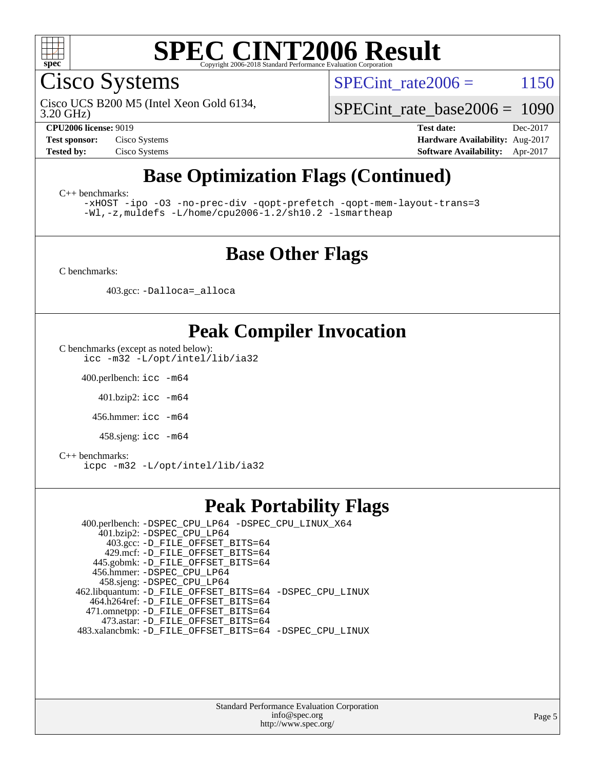# SPEC CINT2006 Result

Copyright 2006-2018 Standard Performance Evaluation Corporation

## Cisco Systems

Cisco UCS B200 M5 (Intel Xeon Gold 6134, 3.20 GHz)

SPECint_rate2006 = 1150

SPECint_rate_base2006 = 1090

| | | | |
|---|---|---|---|
| **CPU2006 license:** 9019 | | **Test date:** | Dec-2017 |
| **Test sponsor:** | Cisco Systems | **Hardware Availability:** | Aug-2017 |
| **Tested by:** | Cisco Systems | **Software Availability:** | Apr-2017 |

## Base Optimization Flags (Continued)

C++ benchmarks:

```
-xHOST -ipo -O3 -no-prec-div -qopt-prefetch -qopt-mem-layout-trans=3
-Wl,-z,muldefs -L/home/cpu2006-1.2/sh10.2 -lsmartheap
```

## Base Other Flags

C benchmarks:

403.gcc: `-Dalloca=_alloca`

## Peak Compiler Invocation

C benchmarks (except as noted below):

```
icc -m32 -L/opt/intel/lib/ia32
```

400.perlbench: `icc -m64`

401.bzip2: `icc -m64`

456.hmmer: `icc -m64`

458.sjeng: `icc -m64`

C++ benchmarks:

```
icpc -m32 -L/opt/intel/lib/ia32
```

## Peak Portability Flags

400.perlbench: `-DSPEC_CPU_LP64 -DSPEC_CPU_LINUX_X64`
401.bzip2: `-DSPEC_CPU_LP64`
403.gcc: `-D_FILE_OFFSET_BITS=64`
429.mcf: `-D_FILE_OFFSET_BITS=64`
445.gobmk: `-D_FILE_OFFSET_BITS=64`
456.hmmer: `-DSPEC_CPU_LP64`
458.sjeng: `-DSPEC_CPU_LP64`
462.libquantum: `-D_FILE_OFFSET_BITS=64 -DSPEC_CPU_LINUX`
464.h264ref: `-D_FILE_OFFSET_BITS=64`
471.omnetpp: `-D_FILE_OFFSET_BITS=64`
473.astar: `-D_FILE_OFFSET_BITS=64`
483.xalancbmk: `-D_FILE_OFFSET_BITS=64 -DSPEC_CPU_LINUX`

Standard Performance Evaluation Corporation
info@spec.org
http://www.spec.org/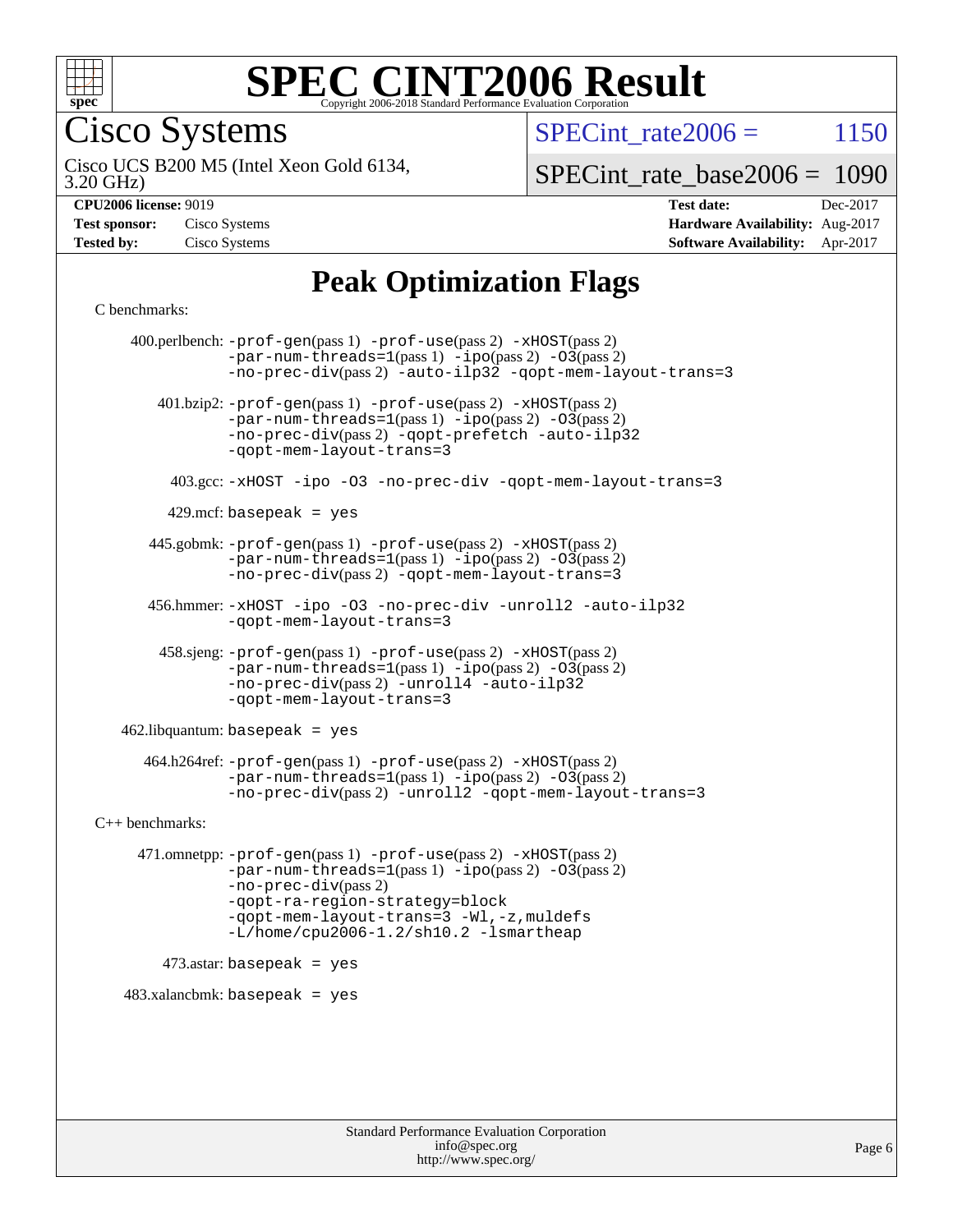# SPEC CINT2006 Result

Copyright 2006-2018 Standard Performance Evaluation Corporation

## Cisco Systems

Cisco UCS B200 M5 (Intel Xeon Gold 6134, 3.20 GHz)

SPECint_rate2006 = 1150

SPECint_rate_base2006 = 1090

**CPU2006 license:** 9019

**Test sponsor:** Cisco Systems

**Tested by:** Cisco Systems

**Test date:** Dec-2017

**Hardware Availability:** Aug-2017

**Software Availability:** Apr-2017

## Peak Optimization Flags

C benchmarks:

400.perlbench: -prof-gen(pass 1) -prof-use(pass 2) -xHOST(pass 2) -par-num-threads=1(pass 1) -ipo(pass 2) -O3(pass 2) -no-prec-div(pass 2) -auto-ilp32 -qopt-mem-layout-trans=3

401.bzip2: -prof-gen(pass 1) -prof-use(pass 2) -xHOST(pass 2) -par-num-threads=1(pass 1) -ipo(pass 2) -O3(pass 2) -no-prec-div(pass 2) -qopt-prefetch -auto-ilp32 -qopt-mem-layout-trans=3

403.gcc: -xHOST -ipo -O3 -no-prec-div -qopt-mem-layout-trans=3

429.mcf: basepeak = yes

445.gobmk: -prof-gen(pass 1) -prof-use(pass 2) -xHOST(pass 2) -par-num-threads=1(pass 1) -ipo(pass 2) -O3(pass 2) -no-prec-div(pass 2) -qopt-mem-layout-trans=3

456.hmmer: -xHOST -ipo -O3 -no-prec-div -unroll2 -auto-ilp32 -qopt-mem-layout-trans=3

458.sjeng: -prof-gen(pass 1) -prof-use(pass 2) -xHOST(pass 2) -par-num-threads=1(pass 1) -ipo(pass 2) -O3(pass 2) -no-prec-div(pass 2) -unroll4 -auto-ilp32 -qopt-mem-layout-trans=3

462.libquantum: basepeak = yes

464.h264ref: -prof-gen(pass 1) -prof-use(pass 2) -xHOST(pass 2) -par-num-threads=1(pass 1) -ipo(pass 2) -O3(pass 2) -no-prec-div(pass 2) -unroll2 -qopt-mem-layout-trans=3

C++ benchmarks:

471.omnetpp: -prof-gen(pass 1) -prof-use(pass 2) -xHOST(pass 2) -par-num-threads=1(pass 1) -ipo(pass 2) -O3(pass 2) -no-prec-div(pass 2) -qopt-ra-region-strategy=block -qopt-mem-layout-trans=3 -Wl,-z,muldefs -L/home/cpu2006-1.2/sh10.2 -lsmartheap

473.astar: basepeak = yes

483.xalancbmk: basepeak = yes

Standard Performance Evaluation Corporation
info@spec.org
http://www.spec.org/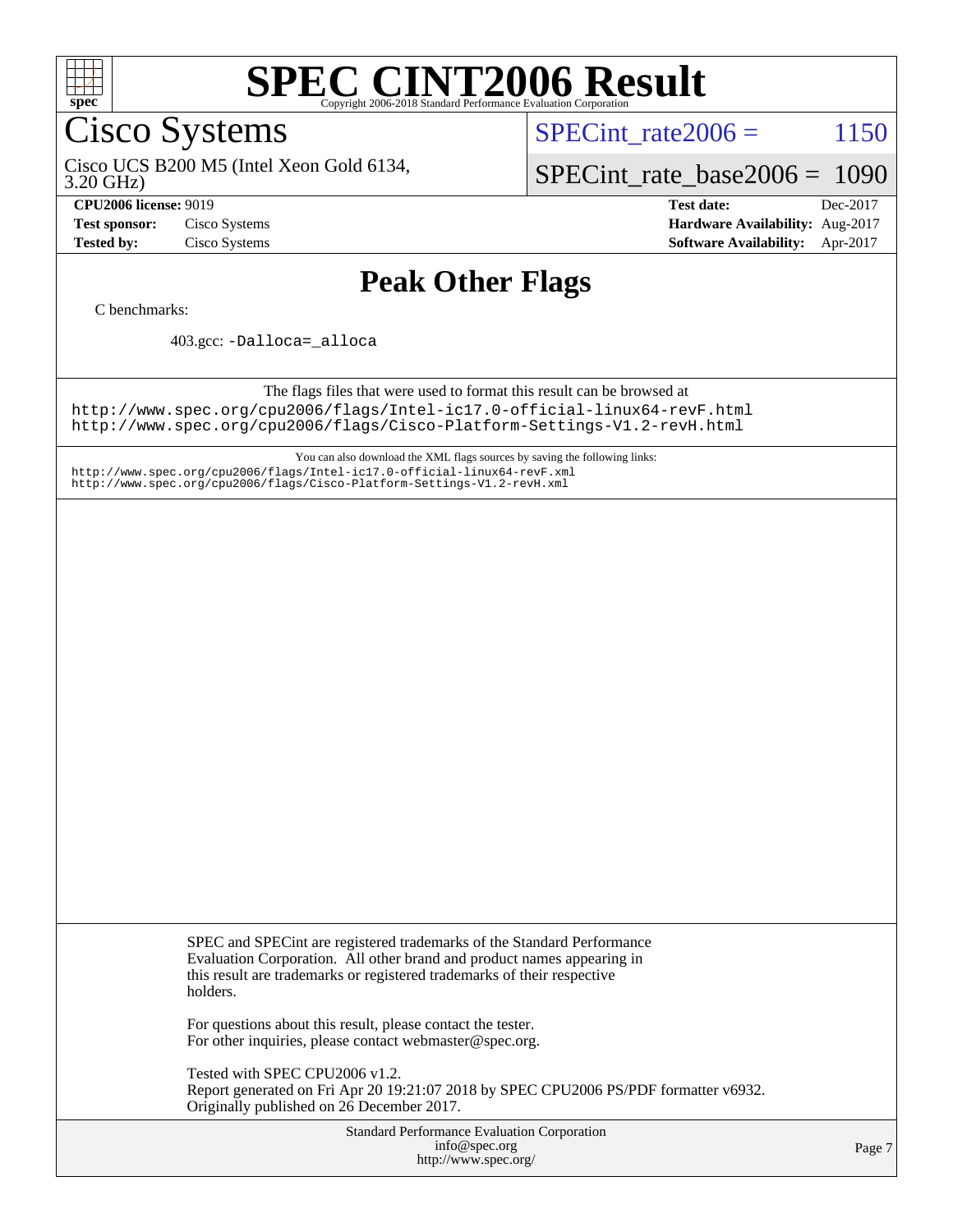# SPEC CINT2006 Result

Copyright 2006-2018 Standard Performance Evaluation Corporation

## Cisco Systems

Cisco UCS B200 M5 (Intel Xeon Gold 6134, 3.20 GHz)

SPECint_rate2006 = 1150

SPECint_rate_base2006 = 1090

**CPU2006 license:** 9019
**Test sponsor:** Cisco Systems
**Tested by:** Cisco Systems

**Test date:** Dec-2017
**Hardware Availability:** Aug-2017
**Software Availability:** Apr-2017

## Peak Other Flags

C benchmarks:

403.gcc: -Dalloca=_alloca

The flags files that were used to format this result can be browsed at
http://www.spec.org/cpu2006/flags/Intel-ic17.0-official-linux64-revF.html
http://www.spec.org/cpu2006/flags/Cisco-Platform-Settings-V1.2-revH.html

You can also download the XML flags sources by saving the following links:
http://www.spec.org/cpu2006/flags/Intel-ic17.0-official-linux64-revF.xml
http://www.spec.org/cpu2006/flags/Cisco-Platform-Settings-V1.2-revH.xml

SPEC and SPECint are registered trademarks of the Standard Performance Evaluation Corporation. All other brand and product names appearing in this result are trademarks or registered trademarks of their respective holders.

For questions about this result, please contact the tester.
For other inquiries, please contact webmaster@spec.org.

Tested with SPEC CPU2006 v1.2.
Report generated on Fri Apr 20 19:21:07 2018 by SPEC CPU2006 PS/PDF formatter v6932.
Originally published on 26 December 2017.

Standard Performance Evaluation Corporation
info@spec.org
http://www.spec.org/